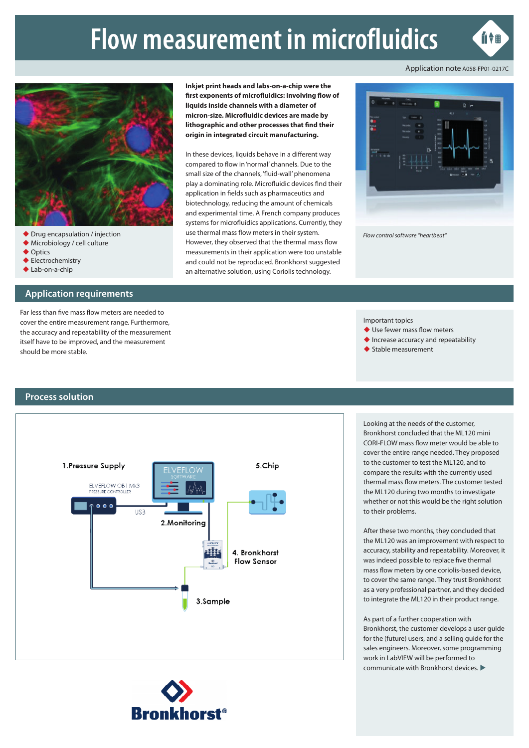# Flow measurement in microfluidics

Application note A058-FP01-0217C

- Drug encapsulation / injection
- Microbiology / cell culture
- Optics
- Electrochemistry
- Lab-on-a-chip

**Inkjet print heads and labs-on-a-chip were the first exponents of microfluidics: involving flow of liquids inside channels with a diameter of micron-size. Microfluidic devices are made by lithographic and other processes that find their origin in integrated circuit manufacturing.**

In these devices, liquids behave in a different way compared to flow in 'normal' channels. Due to the small size of the channels, 'fluid-wall' phenomena play a dominating role. Microfluidic devices find their application in fields such as pharmaceutics and biotechnology, reducing the amount of chemicals and experimental time. A French company produces systems for microfluidics applications. Currently, they use thermal mass flow meters in their system. However, they observed that the thermal mass flow measurements in their application were too unstable and could not be reproduced. Bronkhorst suggested an alternative solution, using Coriolis technology.

*Flow control software "heartbeat"*

## Application requirements

Far less than five mass flow meters are needed to cover the entire measurement range. Furthermore, the accuracy and repeatability of the measurement itself have to be improved, and the measurement should be more stable.

Important topics
- Use fewer mass flow meters
- Increase accuracy and repeatability
- Stable measurement

## Process solution

1.Pressure Supply — ELVEFLOW OB1 Mk3 PRESSURE CONTROLLER; USB; 2.Monitoring — ELVEFLOW SOFTWARE; 3.Sample; 4. Bronkhorst Flow Sensor; 5.Chip

Looking at the needs of the customer, Bronkhorst concluded that the ML120 mini CORI-FLOW mass flow meter would be able to cover the entire range needed. They proposed to the customer to test the ML120, and to compare the results with the currently used thermal mass flow meters. The customer tested the ML120 during two months to investigate whether or not this would be the right solution to their problems.

After these two months, they concluded that the ML120 was an improvement with respect to accuracy, stability and repeatability. Moreover, it was indeed possible to replace five thermal mass flow meters by one coriolis-based device, to cover the same range. They trust Bronkhorst as a very professional partner, and they decided to integrate the ML120 in their product range.

As part of a further cooperation with Bronkhorst, the customer develops a user guide for the (future) users, and a selling guide for the sales engineers. Moreover, some programming work in LabVIEW will be performed to communicate with Bronkhorst devices. ▶

Bronkhorst®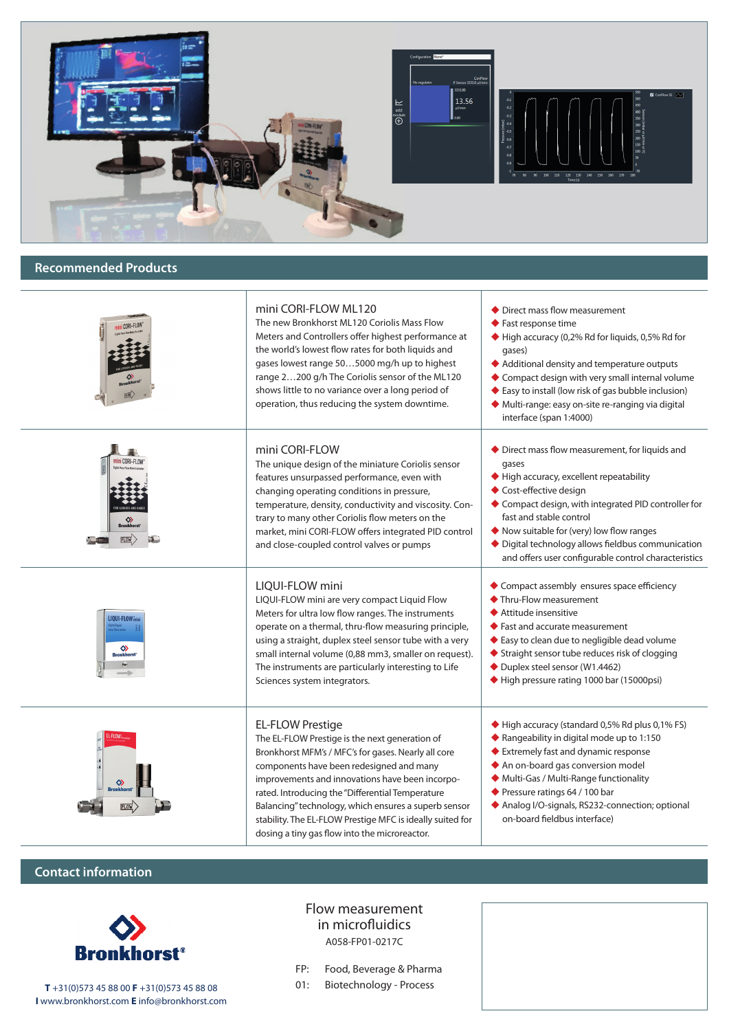## Recommended Products

| | | |
|---|---|---|
| | **mini CORI-FLOW ML120**<br>The new Bronkhorst ML120 Coriolis Mass Flow Meters and Controllers offer highest performance at the world's lowest flow rates for both liquids and gases lowest range 50…5000 mg/h up to highest range 2…200 g/h The Coriolis sensor of the ML120 shows little to no variance over a long period of operation, thus reducing the system downtime. | ◆ Direct mass flow measurement<br>◆ Fast response time<br>◆ High accuracy (0,2% Rd for liquids, 0,5% Rd for gases)<br>◆ Additional density and temperature outputs<br>◆ Compact design with very small internal volume<br>◆ Easy to install (low risk of gas bubble inclusion)<br>◆ Multi-range: easy on-site re-ranging via digital interface (span 1:4000) |
| | **mini CORI-FLOW**<br>The unique design of the miniature Coriolis sensor features unsurpassed performance, even with changing operating conditions in pressure, temperature, density, conductivity and viscosity. Contrary to many other Coriolis flow meters on the market, mini CORI-FLOW offers integrated PID control and close-coupled control valves or pumps | ◆ Direct mass flow measurement, for liquids and gases<br>◆ High accuracy, excellent repeatability<br>◆ Cost-effective design<br>◆ Compact design, with integrated PID controller for fast and stable control<br>◆ Now suitable for (very) low flow ranges<br>◆ Digital technology allows fieldbus communication and offers user configurable control characteristics |
| | **LIQUI-FLOW mini**<br>LIQUI-FLOW mini are very compact Liquid Flow Meters for ultra low flow ranges. The instruments operate on a thermal, thru-flow measuring principle, using a straight, duplex steel sensor tube with a very small internal volume (0,88 mm3, smaller on request). The instruments are particularly interesting to Life Sciences system integrators. | ◆ Compact assembly ensures space efficiency<br>◆ Thru-Flow measurement<br>◆ Attitude insensitive<br>◆ Fast and accurate measurement<br>◆ Easy to clean due to negligible dead volume<br>◆ Straight sensor tube reduces risk of clogging<br>◆ Duplex steel sensor (W1.4462)<br>◆ High pressure rating 1000 bar (15000psi) |
| | **EL-FLOW Prestige**<br>The EL-FLOW Prestige is the next generation of Bronkhorst MFM's / MFC's for gases. Nearly all core components have been redesigned and many improvements and innovations have been incorporated. Introducing the "Differential Temperature Balancing" technology, which ensures a superb sensor stability. The EL-FLOW Prestige MFC is ideally suited for dosing a tiny gas flow into the microreactor. | ◆ High accuracy (standard 0,5% Rd plus 0,1% FS)<br>◆ Rangeability in digital mode up to 1:150<br>◆ Extremely fast and dynamic response<br>◆ An on-board gas conversion model<br>◆ Multi-Gas / Multi-Range functionality<br>◆ Pressure ratings 64 / 100 bar<br>◆ Analog I/O-signals, RS232-connection; optional on-board fieldbus interface) |

## Contact information

Bronkhorst®

**T** +31(0)573 45 88 00 **F** +31(0)573 45 88 08
**I** www.bronkhorst.com **E** info@bronkhorst.com

Flow measurement
in microfluidics
A058-FP01-0217C

FP: Food, Beverage & Pharma
01: Biotechnology - Process